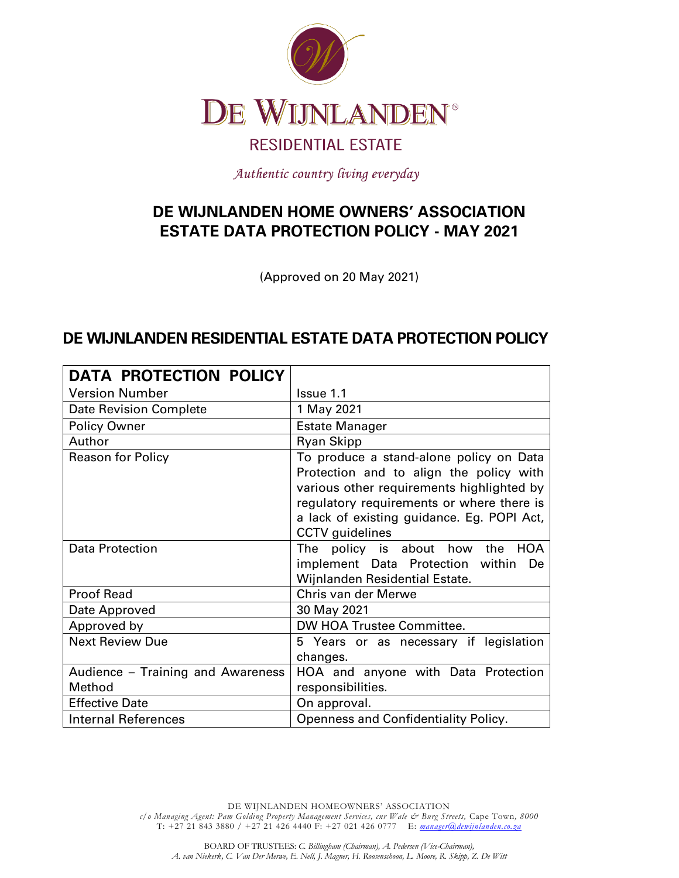# DE WIJNLANDEN

RESIDENTIAL ESTATE

*Authentic country living everyday*

## DE WIJNLANDEN HOME OWNERS' ASSOCIATION ESTATE DATA PROTECTION POLICY - MAY 2021

(Approved on 20 May 2021)

## DE WIJNLANDEN RESIDENTIAL ESTATE DATA PROTECTION POLICY

| **DATA PROTECTION POLICY** | |
|---|---|
| Version Number | Issue 1.1 |
| Date Revision Complete | 1 May 2021 |
| Policy Owner | Estate Manager |
| Author | Ryan Skipp |
| Reason for Policy | To produce a stand-alone policy on Data Protection and to align the policy with various other requirements highlighted by regulatory requirements or where there is a lack of existing guidance. Eg. POPI Act, CCTV guidelines |
| Data Protection | The policy is about how the HOA implement Data Protection within De Wijnlanden Residential Estate. |
| Proof Read | Chris van der Merwe |
| Date Approved | 30 May 2021 |
| Approved by | DW HOA Trustee Committee. |
| Next Review Due | 5 Years or as necessary if legislation changes. |
| Audience – Training and Awareness Method | HOA and anyone with Data Protection responsibilities. |
| Effective Date | On approval. |
| Internal References | Openness and Confidentiality Policy. |

DE WIJNLANDEN HOMEOWNERS' ASSOCIATION
*c/o Managing Agent: Pam Golding Property Management Services, cnr Wale & Burg Streets,* Cape Town, *8000*
T: +27 21 843 3880 / +27 21 426 4440 F: +27 021 426 0777 E: *manager@dewijnlanden.co.za*

BOARD OF TRUSTEES: *C. Billingham (Chairman), A. Pedersen (Vice-Chairman), A. van Niekerk, C. Van Der Merwe, E. Nell, J. Magner, H. Roosenschoon, L. Moore, R. Skipp, Z. De Witt*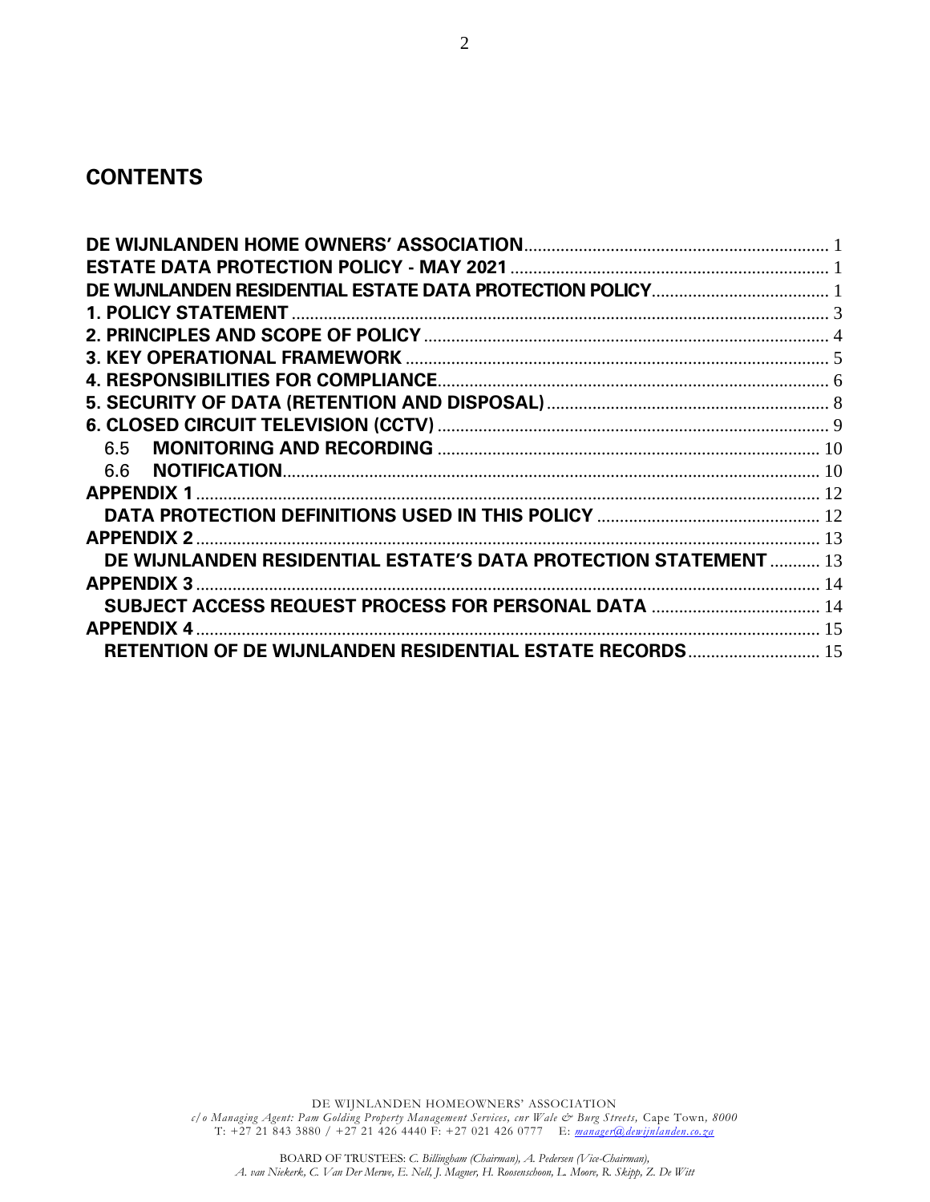## CONTENTS

| | |
|---|---|
| **DE WIJNLANDEN HOME OWNERS' ASSOCIATION** | 1 |
| **ESTATE DATA PROTECTION POLICY - MAY 2021** | 1 |
| **DE WIJNLANDEN RESIDENTIAL ESTATE DATA PROTECTION POLICY** | 1 |
| **1. POLICY STATEMENT** | 3 |
| **2. PRINCIPLES AND SCOPE OF POLICY** | 4 |
| **3. KEY OPERATIONAL FRAMEWORK** | 5 |
| **4. RESPONSIBILITIES FOR COMPLIANCE** | 6 |
| **5. SECURITY OF DATA (RETENTION AND DISPOSAL)** | 8 |
| **6. CLOSED CIRCUIT TELEVISION (CCTV)** | 9 |
| 6.5 **MONITORING AND RECORDING** | 10 |
| 6.6 **NOTIFICATION** | 10 |
| **APPENDIX 1** | 12 |
| **DATA PROTECTION DEFINITIONS USED IN THIS POLICY** | 12 |
| **APPENDIX 2** | 13 |
| **DE WIJNLANDEN RESIDENTIAL ESTATE'S DATA PROTECTION STATEMENT** | 13 |
| **APPENDIX 3** | 14 |
| **SUBJECT ACCESS REQUEST PROCESS FOR PERSONAL DATA** | 14 |
| **APPENDIX 4** | 15 |
| **RETENTION OF DE WIJNLANDEN RESIDENTIAL ESTATE RECORDS** | 15 |

DE WIJNLANDEN HOMEOWNERS' ASSOCIATION
*c/o Managing Agent: Pam Golding Property Management Services, cnr Wale & Burg Streets,* Cape Town, *8000*
T: +27 21 843 3880 / +27 21 426 4440 F: +27 021 426 0777 E: manager@dewijnlanden.co.za

BOARD OF TRUSTEES: *C. Billingham (Chairman), A. Pedersen (Vice-Chairman), A. van Niekerk, C. Van Der Merwe, E. Nell, J. Magner, H. Roosenschoon, L. Moore, R. Skipp, Z. De Witt*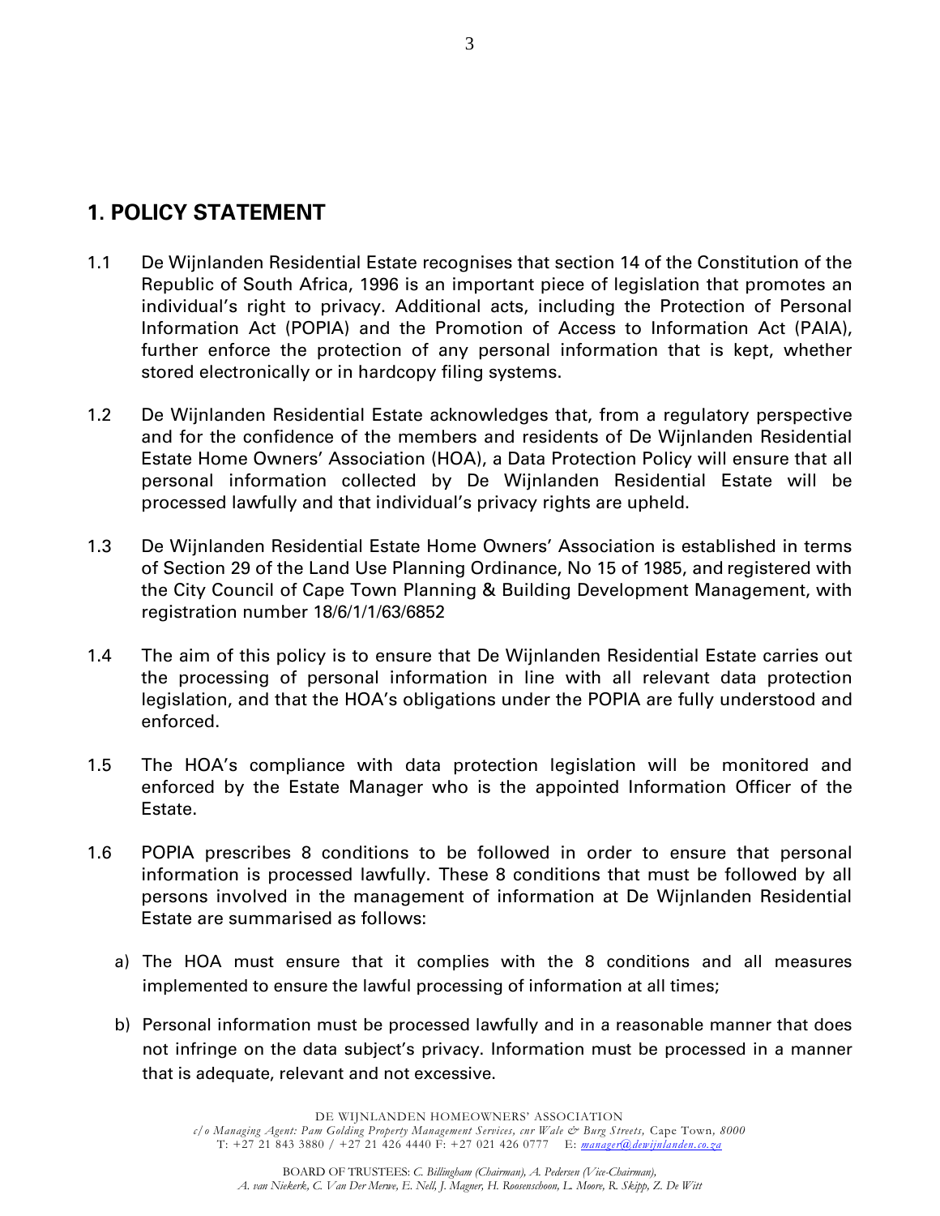## 1. POLICY STATEMENT

1.1 De Wijnlanden Residential Estate recognises that section 14 of the Constitution of the Republic of South Africa, 1996 is an important piece of legislation that promotes an individual's right to privacy. Additional acts, including the Protection of Personal Information Act (POPIA) and the Promotion of Access to Information Act (PAIA), further enforce the protection of any personal information that is kept, whether stored electronically or in hardcopy filing systems.

1.2 De Wijnlanden Residential Estate acknowledges that, from a regulatory perspective and for the confidence of the members and residents of De Wijnlanden Residential Estate Home Owners' Association (HOA), a Data Protection Policy will ensure that all personal information collected by De Wijnlanden Residential Estate will be processed lawfully and that individual's privacy rights are upheld.

1.3 De Wijnlanden Residential Estate Home Owners' Association is established in terms of Section 29 of the Land Use Planning Ordinance, No 15 of 1985, and registered with the City Council of Cape Town Planning & Building Development Management, with registration number 18/6/1/1/63/6852

1.4 The aim of this policy is to ensure that De Wijnlanden Residential Estate carries out the processing of personal information in line with all relevant data protection legislation, and that the HOA's obligations under the POPIA are fully understood and enforced.

1.5 The HOA's compliance with data protection legislation will be monitored and enforced by the Estate Manager who is the appointed Information Officer of the Estate.

1.6 POPIA prescribes 8 conditions to be followed in order to ensure that personal information is processed lawfully. These 8 conditions that must be followed by all persons involved in the management of information at De Wijnlanden Residential Estate are summarised as follows:

a) The HOA must ensure that it complies with the 8 conditions and all measures implemented to ensure the lawful processing of information at all times;

b) Personal information must be processed lawfully and in a reasonable manner that does not infringe on the data subject's privacy. Information must be processed in a manner that is adequate, relevant and not excessive.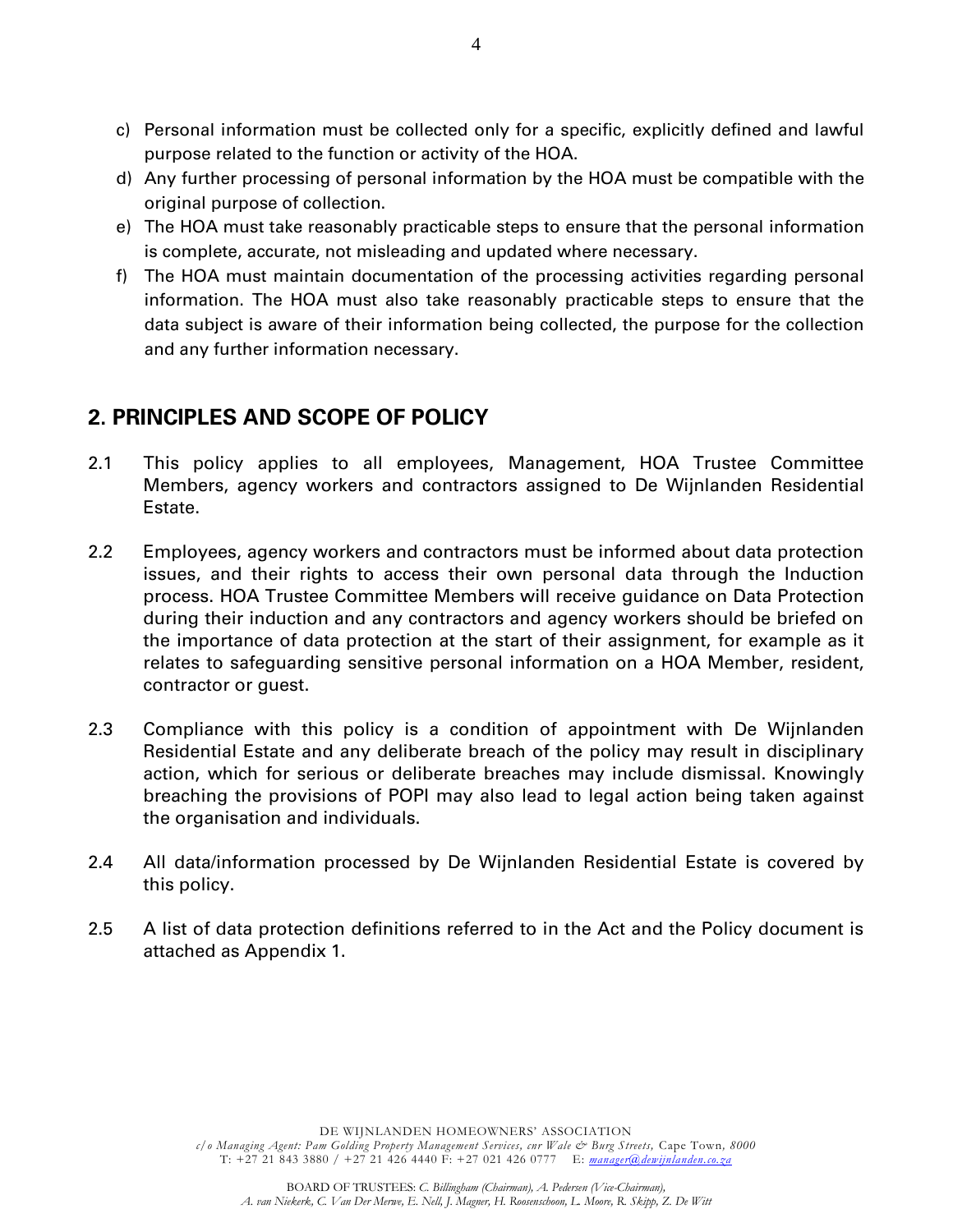c) Personal information must be collected only for a specific, explicitly defined and lawful purpose related to the function or activity of the HOA.
d) Any further processing of personal information by the HOA must be compatible with the original purpose of collection.
e) The HOA must take reasonably practicable steps to ensure that the personal information is complete, accurate, not misleading and updated where necessary.
f) The HOA must maintain documentation of the processing activities regarding personal information. The HOA must also take reasonably practicable steps to ensure that the data subject is aware of their information being collected, the purpose for the collection and any further information necessary.

## 2. PRINCIPLES AND SCOPE OF POLICY

2.1 This policy applies to all employees, Management, HOA Trustee Committee Members, agency workers and contractors assigned to De Wijnlanden Residential Estate.

2.2 Employees, agency workers and contractors must be informed about data protection issues, and their rights to access their own personal data through the Induction process. HOA Trustee Committee Members will receive guidance on Data Protection during their induction and any contractors and agency workers should be briefed on the importance of data protection at the start of their assignment, for example as it relates to safeguarding sensitive personal information on a HOA Member, resident, contractor or guest.

2.3 Compliance with this policy is a condition of appointment with De Wijnlanden Residential Estate and any deliberate breach of the policy may result in disciplinary action, which for serious or deliberate breaches may include dismissal. Knowingly breaching the provisions of POPI may also lead to legal action being taken against the organisation and individuals.

2.4 All data/information processed by De Wijnlanden Residential Estate is covered by this policy.

2.5 A list of data protection definitions referred to in the Act and the Policy document is attached as Appendix 1.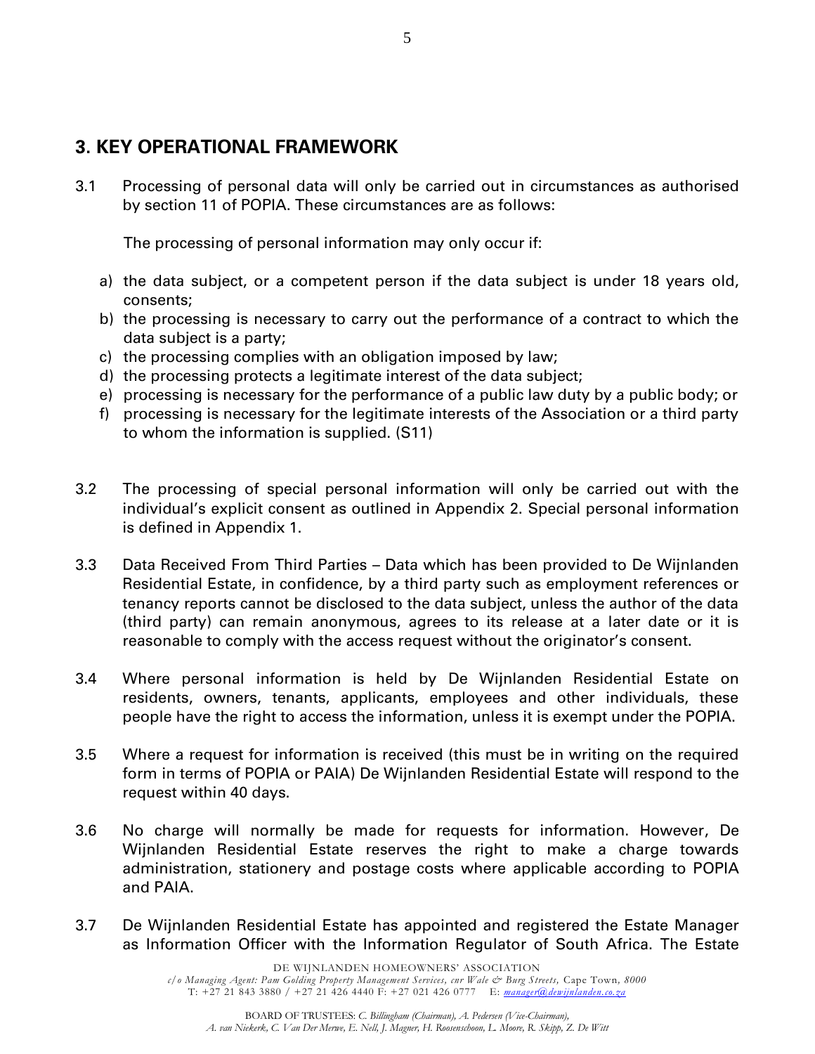## 3. KEY OPERATIONAL FRAMEWORK

3.1 Processing of personal data will only be carried out in circumstances as authorised by section 11 of POPIA. These circumstances are as follows:

The processing of personal information may only occur if:

a) the data subject, or a competent person if the data subject is under 18 years old, consents;
b) the processing is necessary to carry out the performance of a contract to which the data subject is a party;
c) the processing complies with an obligation imposed by law;
d) the processing protects a legitimate interest of the data subject;
e) processing is necessary for the performance of a public law duty by a public body; or
f) processing is necessary for the legitimate interests of the Association or a third party to whom the information is supplied. (S11)

3.2 The processing of special personal information will only be carried out with the individual's explicit consent as outlined in Appendix 2. Special personal information is defined in Appendix 1.

3.3 Data Received From Third Parties – Data which has been provided to De Wijnlanden Residential Estate, in confidence, by a third party such as employment references or tenancy reports cannot be disclosed to the data subject, unless the author of the data (third party) can remain anonymous, agrees to its release at a later date or it is reasonable to comply with the access request without the originator's consent.

3.4 Where personal information is held by De Wijnlanden Residential Estate on residents, owners, tenants, applicants, employees and other individuals, these people have the right to access the information, unless it is exempt under the POPIA.

3.5 Where a request for information is received (this must be in writing on the required form in terms of POPIA or PAIA) De Wijnlanden Residential Estate will respond to the request within 40 days.

3.6 No charge will normally be made for requests for information. However, De Wijnlanden Residential Estate reserves the right to make a charge towards administration, stationery and postage costs where applicable according to POPIA and PAIA.

3.7 De Wijnlanden Residential Estate has appointed and registered the Estate Manager as Information Officer with the Information Regulator of South Africa. The Estate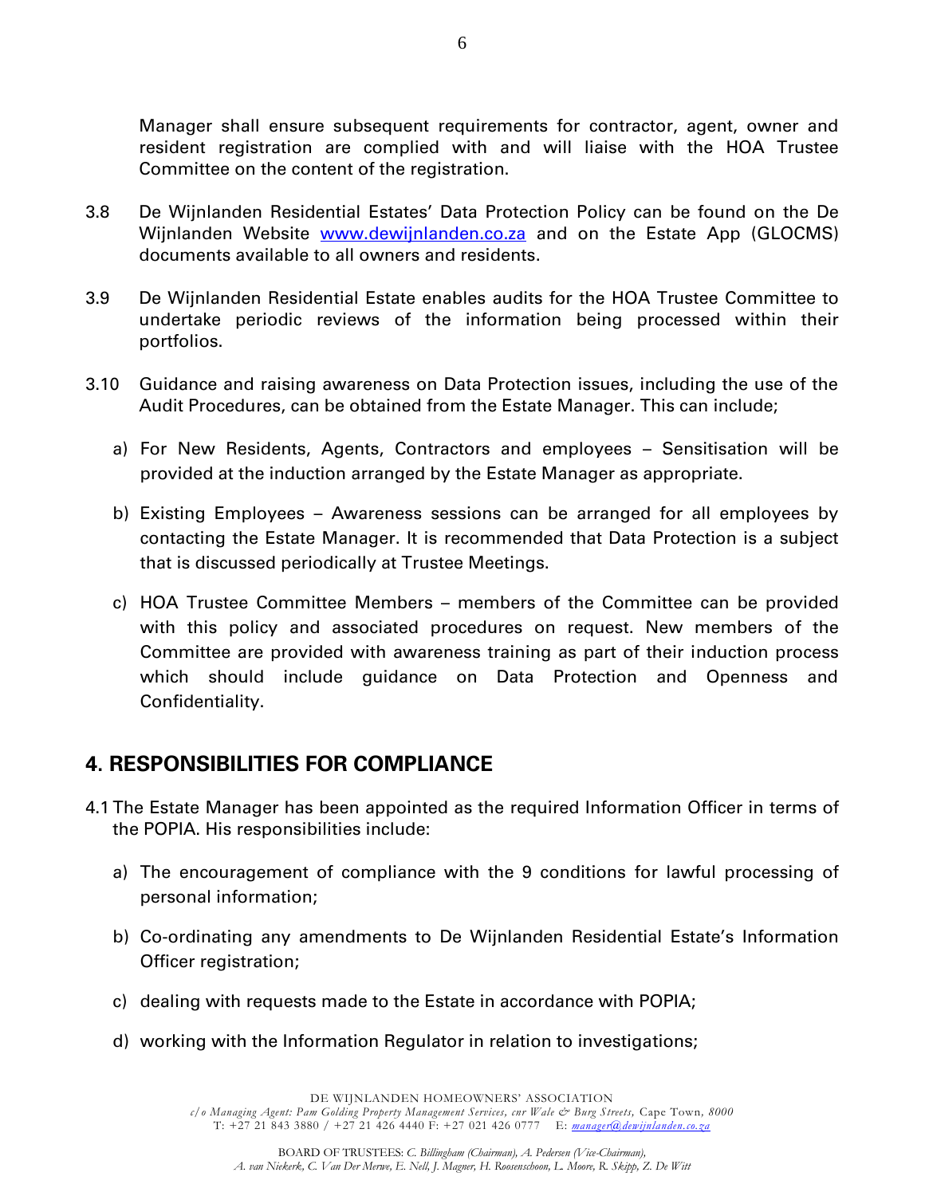Manager shall ensure subsequent requirements for contractor, agent, owner and resident registration are complied with and will liaise with the HOA Trustee Committee on the content of the registration.

3.8 De Wijnlanden Residential Estates' Data Protection Policy can be found on the De Wijnlanden Website www.dewijnlanden.co.za and on the Estate App (GLOCMS) documents available to all owners and residents.

3.9 De Wijnlanden Residential Estate enables audits for the HOA Trustee Committee to undertake periodic reviews of the information being processed within their portfolios.

3.10 Guidance and raising awareness on Data Protection issues, including the use of the Audit Procedures, can be obtained from the Estate Manager. This can include;

a) For New Residents, Agents, Contractors and employees – Sensitisation will be provided at the induction arranged by the Estate Manager as appropriate.

b) Existing Employees – Awareness sessions can be arranged for all employees by contacting the Estate Manager. It is recommended that Data Protection is a subject that is discussed periodically at Trustee Meetings.

c) HOA Trustee Committee Members – members of the Committee can be provided with this policy and associated procedures on request. New members of the Committee are provided with awareness training as part of their induction process which should include guidance on Data Protection and Openness and Confidentiality.

## 4. RESPONSIBILITIES FOR COMPLIANCE

4.1 The Estate Manager has been appointed as the required Information Officer in terms of the POPIA. His responsibilities include:

a) The encouragement of compliance with the 9 conditions for lawful processing of personal information;

b) Co-ordinating any amendments to De Wijnlanden Residential Estate's Information Officer registration;

c) dealing with requests made to the Estate in accordance with POPIA;

d) working with the Information Regulator in relation to investigations;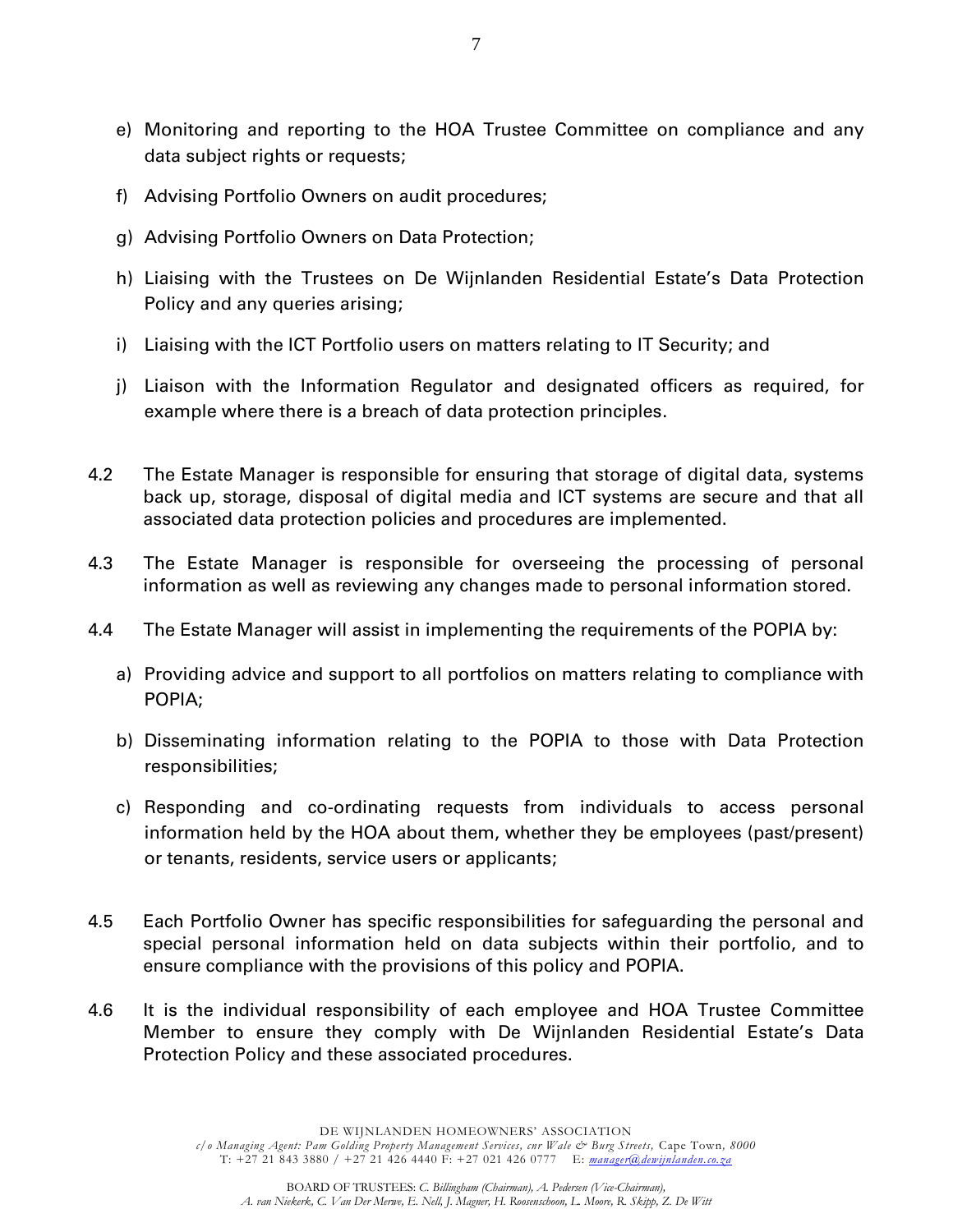e) Monitoring and reporting to the HOA Trustee Committee on compliance and any data subject rights or requests;

f) Advising Portfolio Owners on audit procedures;

g) Advising Portfolio Owners on Data Protection;

h) Liaising with the Trustees on De Wijnlanden Residential Estate's Data Protection Policy and any queries arising;

i) Liaising with the ICT Portfolio users on matters relating to IT Security; and

j) Liaison with the Information Regulator and designated officers as required, for example where there is a breach of data protection principles.

4.2 The Estate Manager is responsible for ensuring that storage of digital data, systems back up, storage, disposal of digital media and ICT systems are secure and that all associated data protection policies and procedures are implemented.

4.3 The Estate Manager is responsible for overseeing the processing of personal information as well as reviewing any changes made to personal information stored.

4.4 The Estate Manager will assist in implementing the requirements of the POPIA by:

a) Providing advice and support to all portfolios on matters relating to compliance with POPIA;

b) Disseminating information relating to the POPIA to those with Data Protection responsibilities;

c) Responding and co-ordinating requests from individuals to access personal information held by the HOA about them, whether they be employees (past/present) or tenants, residents, service users or applicants;

4.5 Each Portfolio Owner has specific responsibilities for safeguarding the personal and special personal information held on data subjects within their portfolio, and to ensure compliance with the provisions of this policy and POPIA.

4.6 It is the individual responsibility of each employee and HOA Trustee Committee Member to ensure they comply with De Wijnlanden Residential Estate's Data Protection Policy and these associated procedures.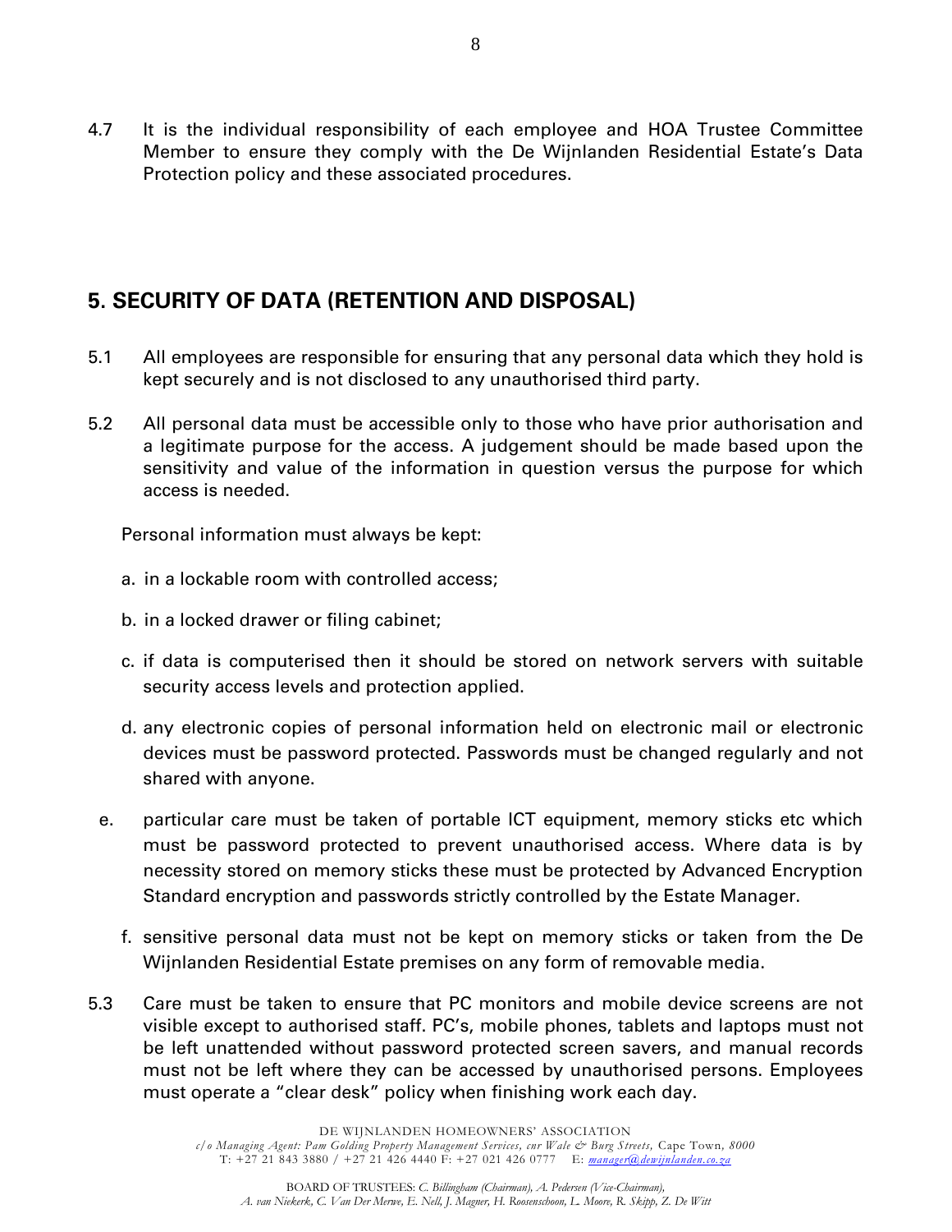4.7 It is the individual responsibility of each employee and HOA Trustee Committee Member to ensure they comply with the De Wijnlanden Residential Estate's Data Protection policy and these associated procedures.

## 5. SECURITY OF DATA (RETENTION AND DISPOSAL)

5.1 All employees are responsible for ensuring that any personal data which they hold is kept securely and is not disclosed to any unauthorised third party.

5.2 All personal data must be accessible only to those who have prior authorisation and a legitimate purpose for the access. A judgement should be made based upon the sensitivity and value of the information in question versus the purpose for which access is needed.

Personal information must always be kept:

a. in a lockable room with controlled access;

b. in a locked drawer or filing cabinet;

c. if data is computerised then it should be stored on network servers with suitable security access levels and protection applied.

d. any electronic copies of personal information held on electronic mail or electronic devices must be password protected. Passwords must be changed regularly and not shared with anyone.

e. particular care must be taken of portable ICT equipment, memory sticks etc which must be password protected to prevent unauthorised access. Where data is by necessity stored on memory sticks these must be protected by Advanced Encryption Standard encryption and passwords strictly controlled by the Estate Manager.

f. sensitive personal data must not be kept on memory sticks or taken from the De Wijnlanden Residential Estate premises on any form of removable media.

5.3 Care must be taken to ensure that PC monitors and mobile device screens are not visible except to authorised staff. PC's, mobile phones, tablets and laptops must not be left unattended without password protected screen savers, and manual records must not be left where they can be accessed by unauthorised persons. Employees must operate a "clear desk" policy when finishing work each day.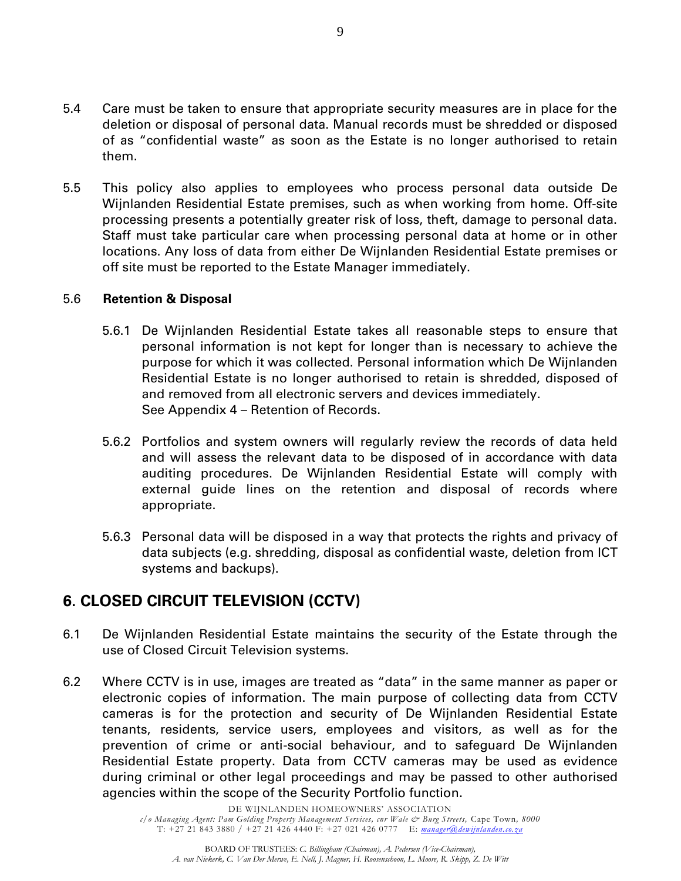5.4 Care must be taken to ensure that appropriate security measures are in place for the deletion or disposal of personal data. Manual records must be shredded or disposed of as "confidential waste" as soon as the Estate is no longer authorised to retain them.

5.5 This policy also applies to employees who process personal data outside De Wijnlanden Residential Estate premises, such as when working from home. Off-site processing presents a potentially greater risk of loss, theft, damage to personal data. Staff must take particular care when processing personal data at home or in other locations. Any loss of data from either De Wijnlanden Residential Estate premises or off site must be reported to the Estate Manager immediately.

5.6 **Retention & Disposal**

5.6.1 De Wijnlanden Residential Estate takes all reasonable steps to ensure that personal information is not kept for longer than is necessary to achieve the purpose for which it was collected. Personal information which De Wijnlanden Residential Estate is no longer authorised to retain is shredded, disposed of and removed from all electronic servers and devices immediately.
See Appendix 4 – Retention of Records.

5.6.2 Portfolios and system owners will regularly review the records of data held and will assess the relevant data to be disposed of in accordance with data auditing procedures. De Wijnlanden Residential Estate will comply with external guide lines on the retention and disposal of records where appropriate.

5.6.3 Personal data will be disposed in a way that protects the rights and privacy of data subjects (e.g. shredding, disposal as confidential waste, deletion from ICT systems and backups).

## 6. CLOSED CIRCUIT TELEVISION (CCTV)

6.1 De Wijnlanden Residential Estate maintains the security of the Estate through the use of Closed Circuit Television systems.

6.2 Where CCTV is in use, images are treated as "data" in the same manner as paper or electronic copies of information. The main purpose of collecting data from CCTV cameras is for the protection and security of De Wijnlanden Residential Estate tenants, residents, service users, employees and visitors, as well as for the prevention of crime or anti-social behaviour, and to safeguard De Wijnlanden Residential Estate property. Data from CCTV cameras may be used as evidence during criminal or other legal proceedings and may be passed to other authorised agencies within the scope of the Security Portfolio function.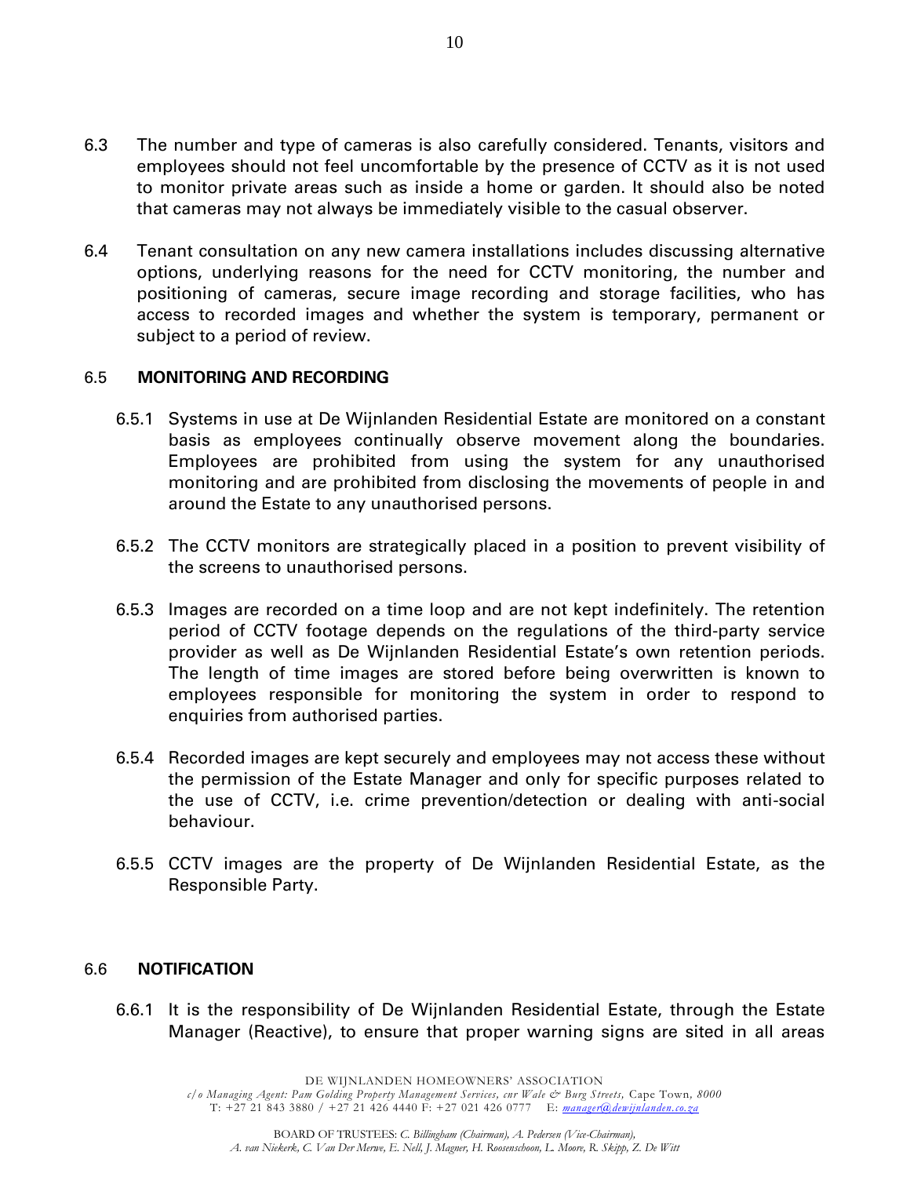6.3 The number and type of cameras is also carefully considered. Tenants, visitors and employees should not feel uncomfortable by the presence of CCTV as it is not used to monitor private areas such as inside a home or garden. It should also be noted that cameras may not always be immediately visible to the casual observer.

6.4 Tenant consultation on any new camera installations includes discussing alternative options, underlying reasons for the need for CCTV monitoring, the number and positioning of cameras, secure image recording and storage facilities, who has access to recorded images and whether the system is temporary, permanent or subject to a period of review.

6.5 **MONITORING AND RECORDING**

6.5.1 Systems in use at De Wijnlanden Residential Estate are monitored on a constant basis as employees continually observe movement along the boundaries. Employees are prohibited from using the system for any unauthorised monitoring and are prohibited from disclosing the movements of people in and around the Estate to any unauthorised persons.

6.5.2 The CCTV monitors are strategically placed in a position to prevent visibility of the screens to unauthorised persons.

6.5.3 Images are recorded on a time loop and are not kept indefinitely. The retention period of CCTV footage depends on the regulations of the third-party service provider as well as De Wijnlanden Residential Estate's own retention periods. The length of time images are stored before being overwritten is known to employees responsible for monitoring the system in order to respond to enquiries from authorised parties.

6.5.4 Recorded images are kept securely and employees may not access these without the permission of the Estate Manager and only for specific purposes related to the use of CCTV, i.e. crime prevention/detection or dealing with anti-social behaviour.

6.5.5 CCTV images are the property of De Wijnlanden Residential Estate, as the Responsible Party.

6.6 **NOTIFICATION**

6.6.1 It is the responsibility of De Wijnlanden Residential Estate, through the Estate Manager (Reactive), to ensure that proper warning signs are sited in all areas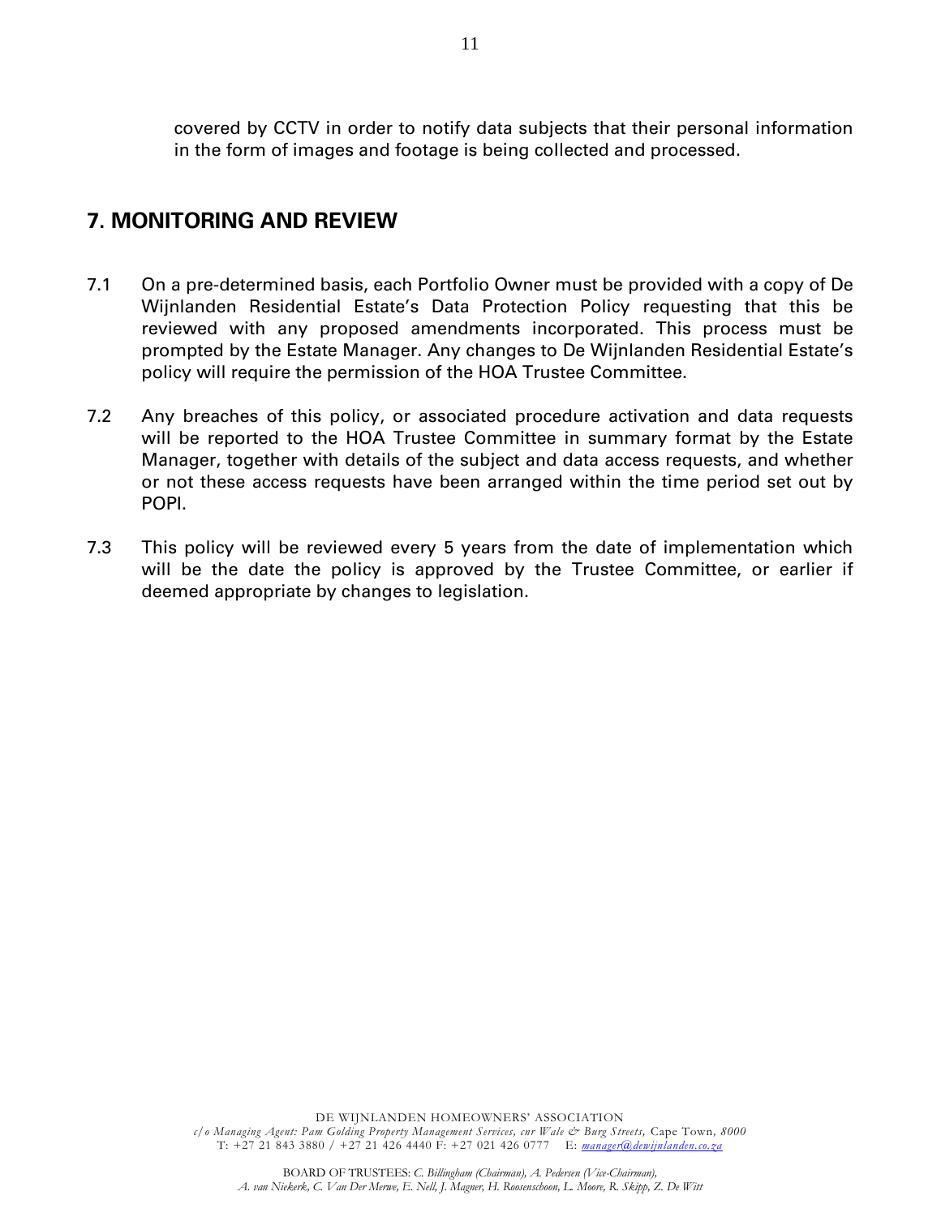covered by CCTV in order to notify data subjects that their personal information in the form of images and footage is being collected and processed.

## 7. MONITORING AND REVIEW

7.1 On a pre-determined basis, each Portfolio Owner must be provided with a copy of De Wijnlanden Residential Estate's Data Protection Policy requesting that this be reviewed with any proposed amendments incorporated. This process must be prompted by the Estate Manager. Any changes to De Wijnlanden Residential Estate's policy will require the permission of the HOA Trustee Committee.

7.2 Any breaches of this policy, or associated procedure activation and data requests will be reported to the HOA Trustee Committee in summary format by the Estate Manager, together with details of the subject and data access requests, and whether or not these access requests have been arranged within the time period set out by POPI.

7.3 This policy will be reviewed every 5 years from the date of implementation which will be the date the policy is approved by the Trustee Committee, or earlier if deemed appropriate by changes to legislation.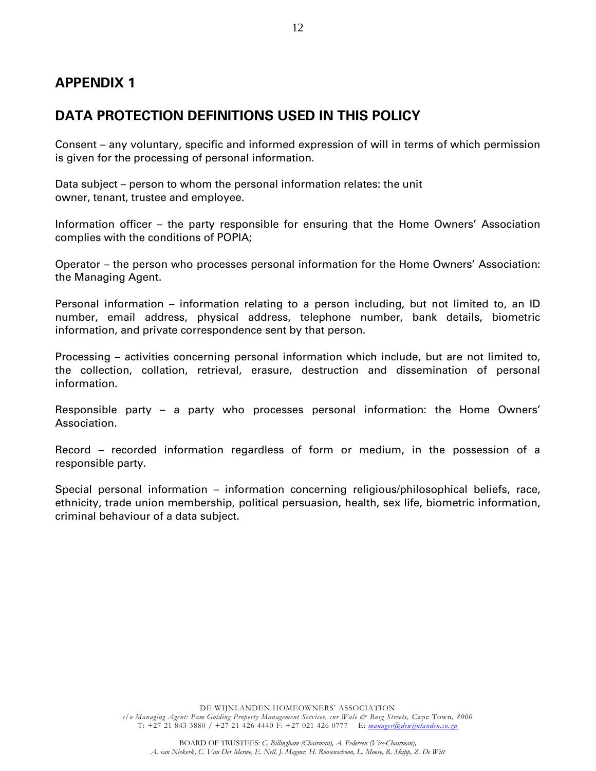## APPENDIX 1

## DATA PROTECTION DEFINITIONS USED IN THIS POLICY

Consent – any voluntary, specific and informed expression of will in terms of which permission is given for the processing of personal information.

Data subject – person to whom the personal information relates: the unit owner, tenant, trustee and employee.

Information officer – the party responsible for ensuring that the Home Owners' Association complies with the conditions of POPIA;

Operator – the person who processes personal information for the Home Owners' Association: the Managing Agent.

Personal information – information relating to a person including, but not limited to, an ID number, email address, physical address, telephone number, bank details, biometric information, and private correspondence sent by that person.

Processing – activities concerning personal information which include, but are not limited to, the collection, collation, retrieval, erasure, destruction and dissemination of personal information.

Responsible party – a party who processes personal information: the Home Owners' Association.

Record – recorded information regardless of form or medium, in the possession of a responsible party.

Special personal information – information concerning religious/philosophical beliefs, race, ethnicity, trade union membership, political persuasion, health, sex life, biometric information, criminal behaviour of a data subject.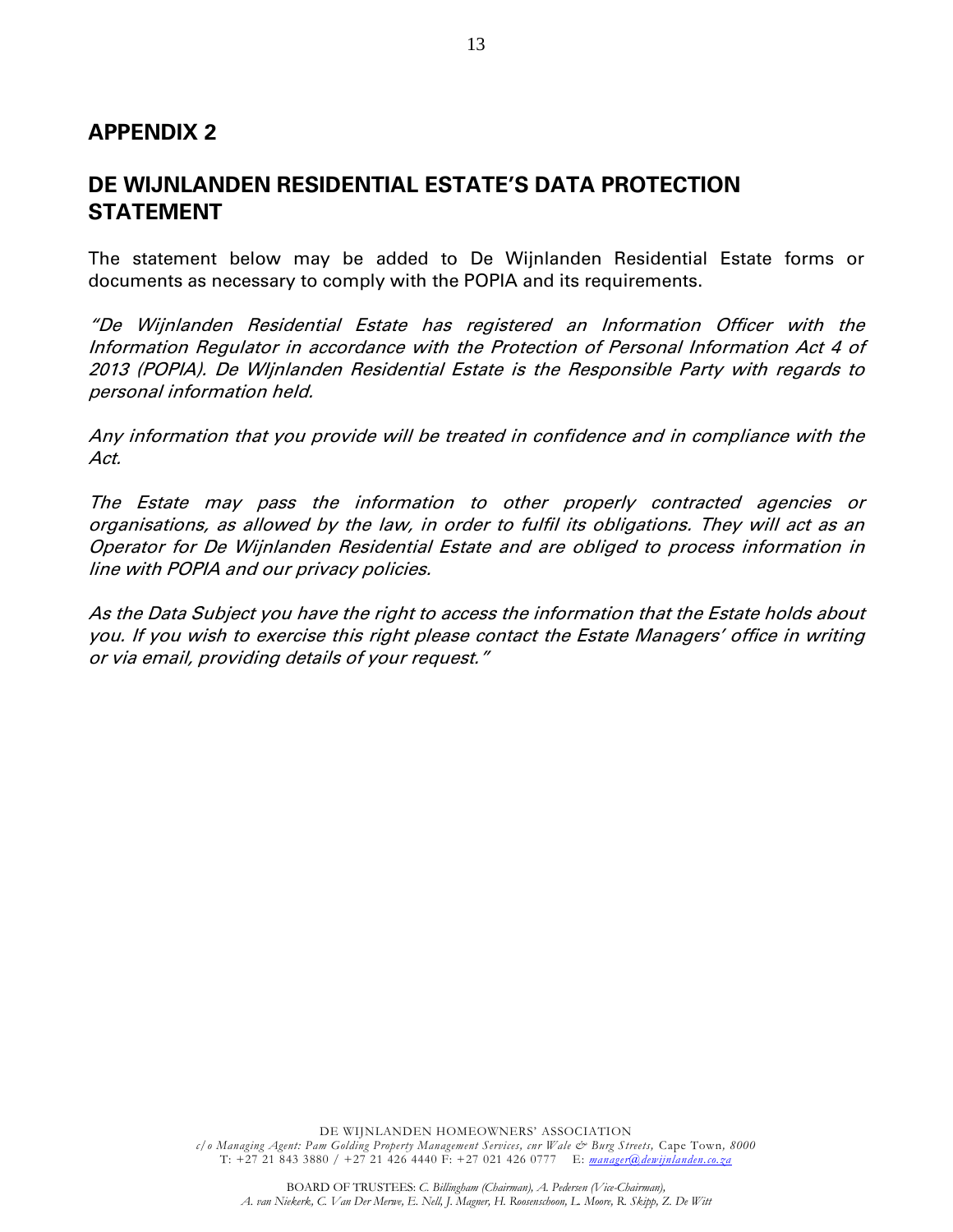## APPENDIX 2

## DE WIJNLANDEN RESIDENTIAL ESTATE'S DATA PROTECTION STATEMENT

The statement below may be added to De Wijnlanden Residential Estate forms or documents as necessary to comply with the POPIA and its requirements.

*"De Wijnlanden Residential Estate has registered an Information Officer with the Information Regulator in accordance with the Protection of Personal Information Act 4 of 2013 (POPIA). De WIjnlanden Residential Estate is the Responsible Party with regards to personal information held.*

*Any information that you provide will be treated in confidence and in compliance with the Act.*

*The Estate may pass the information to other properly contracted agencies or organisations, as allowed by the law, in order to fulfil its obligations. They will act as an Operator for De Wijnlanden Residential Estate and are obliged to process information in line with POPIA and our privacy policies.*

*As the Data Subject you have the right to access the information that the Estate holds about you. If you wish to exercise this right please contact the Estate Managers' office in writing or via email, providing details of your request."*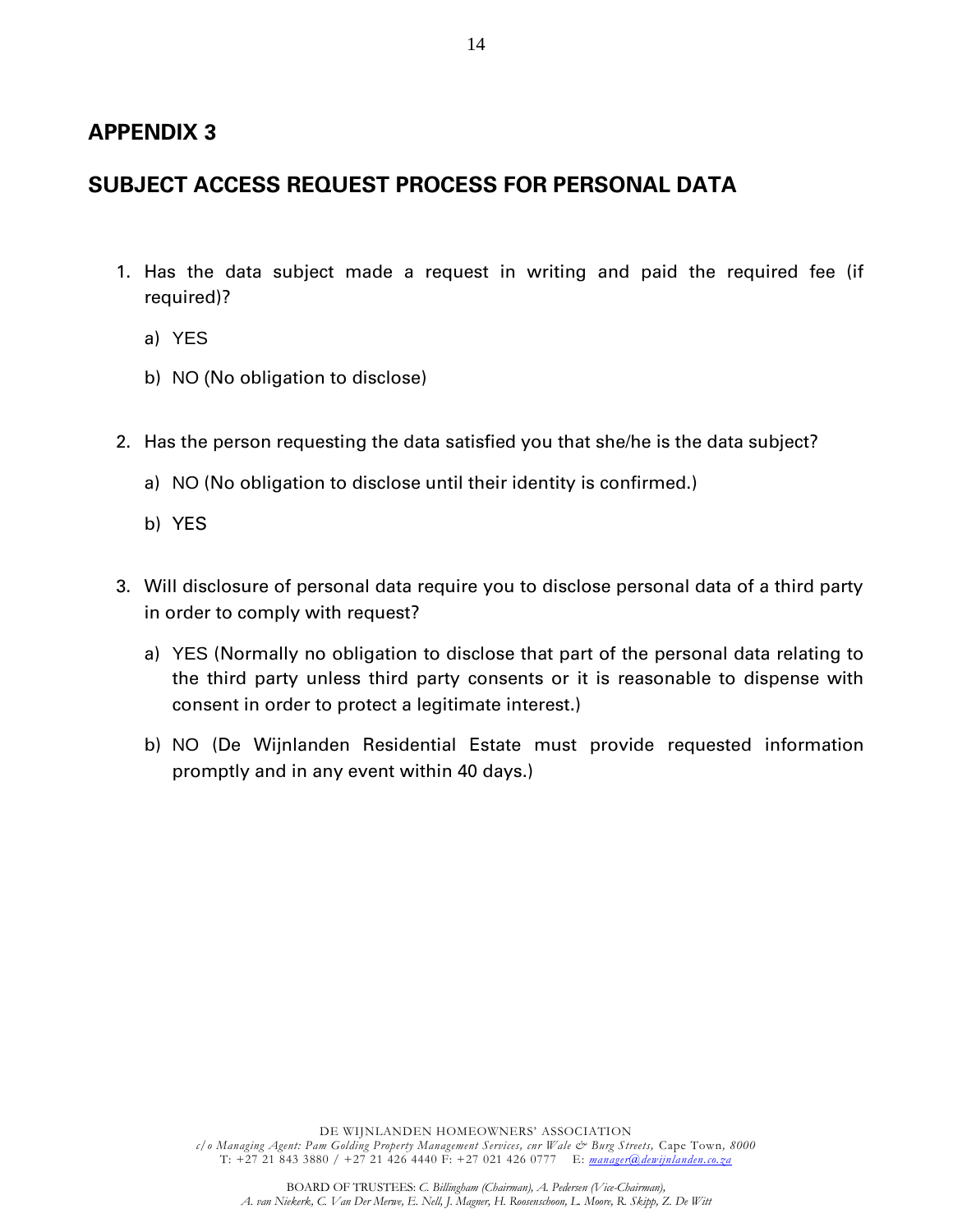## APPENDIX 3

## SUBJECT ACCESS REQUEST PROCESS FOR PERSONAL DATA

1. Has the data subject made a request in writing and paid the required fee (if required)?

   a) YES

   b) NO (No obligation to disclose)

2. Has the person requesting the data satisfied you that she/he is the data subject?

   a) NO (No obligation to disclose until their identity is confirmed.)

   b) YES

3. Will disclosure of personal data require you to disclose personal data of a third party in order to comply with request?

   a) YES (Normally no obligation to disclose that part of the personal data relating to the third party unless third party consents or it is reasonable to dispense with consent in order to protect a legitimate interest.)

   b) NO (De Wijnlanden Residential Estate must provide requested information promptly and in any event within 40 days.)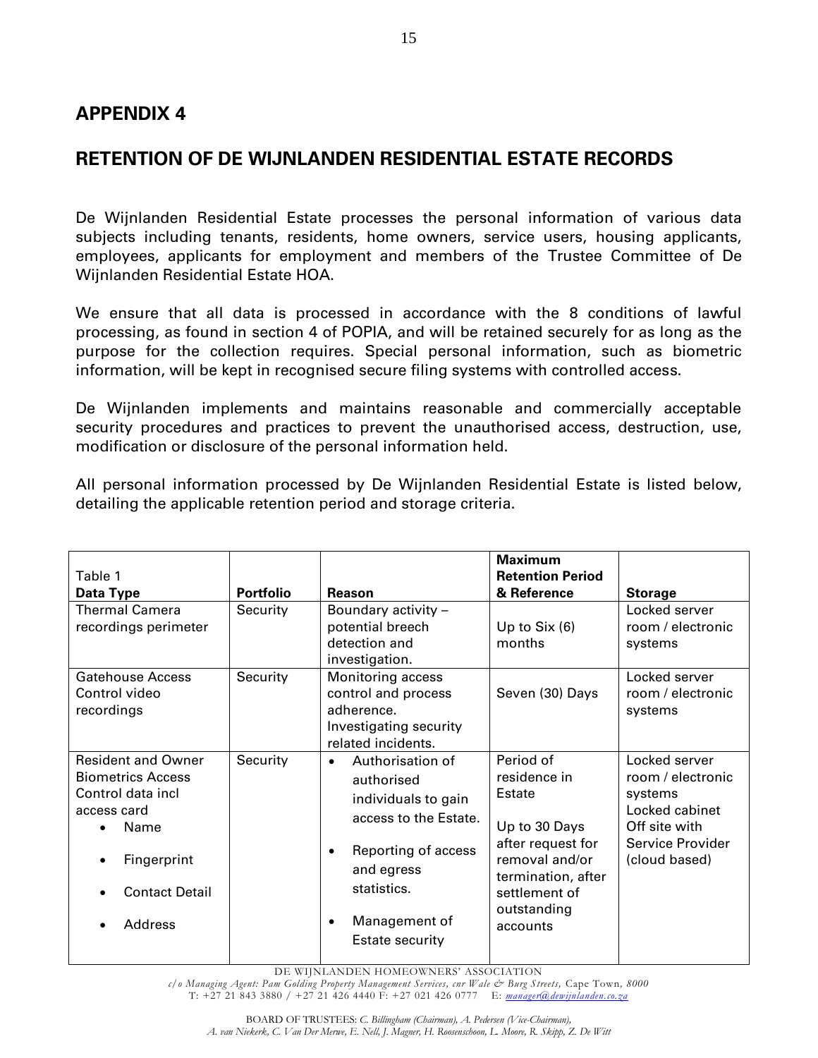## APPENDIX 4

## RETENTION OF DE WIJNLANDEN RESIDENTIAL ESTATE RECORDS

De Wijnlanden Residential Estate processes the personal information of various data subjects including tenants, residents, home owners, service users, housing applicants, employees, applicants for employment and members of the Trustee Committee of De Wijnlanden Residential Estate HOA.

We ensure that all data is processed in accordance with the 8 conditions of lawful processing, as found in section 4 of POPIA, and will be retained securely for as long as the purpose for the collection requires. Special personal information, such as biometric information, will be kept in recognised secure filing systems with controlled access.

De Wijnlanden implements and maintains reasonable and commercially acceptable security procedures and practices to prevent the unauthorised access, destruction, use, modification or disclosure of the personal information held.

All personal information processed by De Wijnlanden Residential Estate is listed below, detailing the applicable retention period and storage criteria.

| Table 1<br>**Data Type** | **Portfolio** | **Reason** | **Maximum Retention Period & Reference** | **Storage** |
|---|---|---|---|---|
| Thermal Camera recordings perimeter | Security | Boundary activity – potential breech detection and investigation. | Up to Six (6) months | Locked server room / electronic systems |
| Gatehouse Access Control video recordings | Security | Monitoring access control and process adherence. Investigating security related incidents. | Seven (30) Days | Locked server room / electronic systems |
| Resident and Owner Biometrics Access Control data incl access card<br>• Name<br>• Fingerprint<br>• Contact Detail<br>• Address | Security | • Authorisation of authorised individuals to gain access to the Estate.<br>• Reporting of access and egress statistics.<br>• Management of Estate security | Period of residence in Estate<br><br>Up to 30 Days after request for removal and/or termination, after settlement of outstanding accounts | Locked server room / electronic systems<br>Locked cabinet<br>Off site with Service Provider (cloud based) |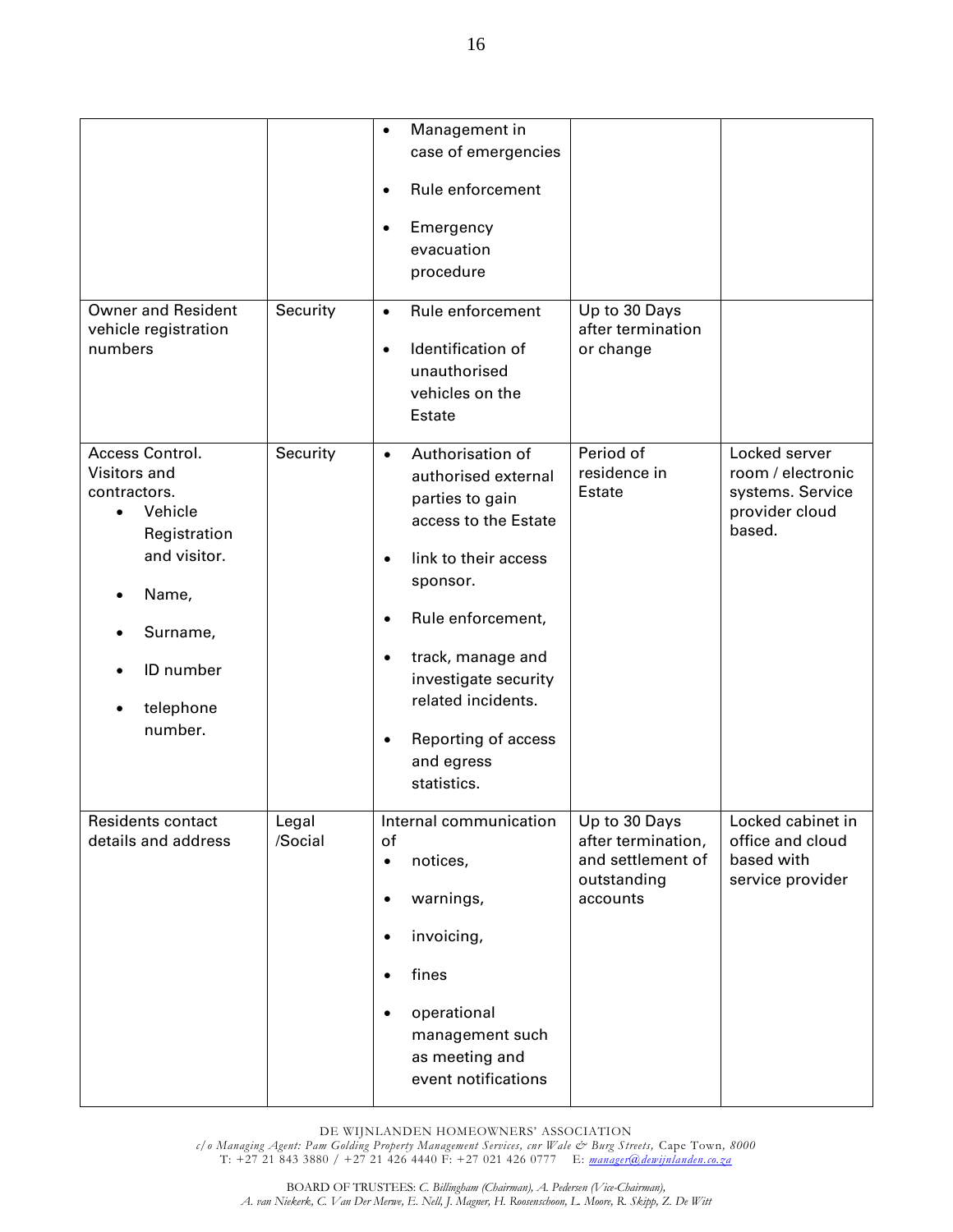| | | • Management in case of emergencies<br>• Rule enforcement<br>• Emergency evacuation procedure | | |
|---|---|---|---|---|
| Owner and Resident vehicle registration numbers | Security | • Rule enforcement<br>• Identification of unauthorised vehicles on the Estate | Up to 30 Days after termination or change | |
| Access Control. Visitors and contractors.<br>• Vehicle Registration and visitor.<br>• Name,<br>• Surname,<br>• ID number<br>• telephone number. | Security | • Authorisation of authorised external parties to gain access to the Estate<br>• link to their access sponsor.<br>• Rule enforcement,<br>• track, manage and investigate security related incidents.<br>• Reporting of access and egress statistics. | Period of residence in Estate | Locked server room / electronic systems. Service provider cloud based. |
| Residents contact details and address | Legal /Social | Internal communication of<br>• notices,<br>• warnings,<br>• invoicing,<br>• fines<br>• operational management such as meeting and event notifications | Up to 30 Days after termination, and settlement of outstanding accounts | Locked cabinet in office and cloud based with service provider |

DE WIJNLANDEN HOMEOWNERS' ASSOCIATION
*c/o Managing Agent: Pam Golding Property Management Services, cnr Wale & Burg Streets,* Cape Town, *8000*
T: +27 21 843 3880 / +27 21 426 4440 F: +27 021 426 0777 E: manager@dewijnlanden.co.za

BOARD OF TRUSTEES: *C. Billingham (Chairman), A. Pedersen (Vice-Chairman), A. van Niekerk, C. Van Der Merwe, E. Nell, J. Magner, H. Roosenschoon, L. Moore, R. Skipp, Z. De Witt*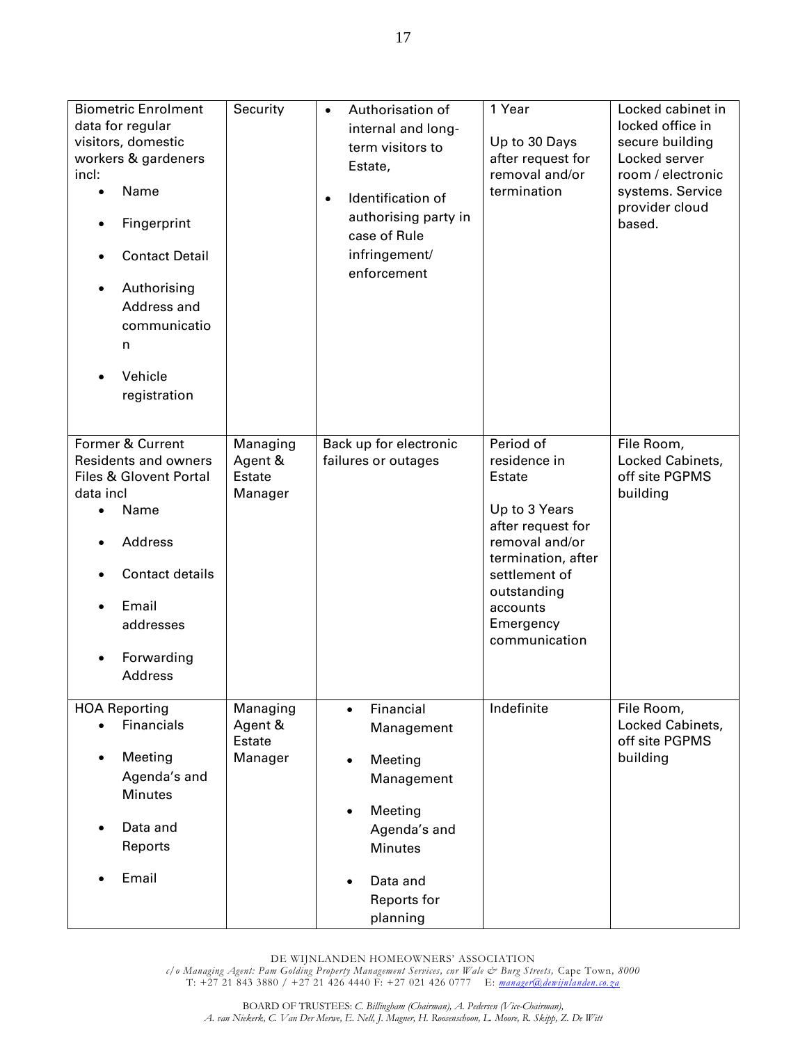| Biometric Enrolment data for regular visitors, domestic workers & gardeners incl:<br>• Name<br>• Fingerprint<br>• Contact Detail<br>• Authorising Address and communication<br>• Vehicle registration | Security | • Authorisation of internal and long-term visitors to Estate,<br>• Identification of authorising party in case of Rule infringement/ enforcement | 1 Year<br><br>Up to 30 Days after request for removal and/or termination | Locked cabinet in locked office in secure building Locked server room / electronic systems. Service provider cloud based. |
|---|---|---|---|---|
| Former & Current Residents and owners Files & Glovent Portal data incl<br>• Name<br>• Address<br>• Contact details<br>• Email addresses<br>• Forwarding Address | Managing Agent & Estate Manager | Back up for electronic failures or outages | Period of residence in Estate<br><br>Up to 3 Years after request for removal and/or termination, after settlement of outstanding accounts Emergency communication | File Room, Locked Cabinets, off site PGPMS building |
| HOA Reporting<br>• Financials<br>• Meeting Agenda's and Minutes<br>• Data and Reports<br>• Email | Managing Agent & Estate Manager | • Financial Management<br>• Meeting Management<br>• Meeting Agenda's and Minutes<br>• Data and Reports for planning | Indefinite | File Room, Locked Cabinets, off site PGPMS building |

DE WIJNLANDEN HOMEOWNERS' ASSOCIATION
*c/o Managing Agent: Pam Golding Property Management Services, cnr Wale & Burg Streets,* Cape Town, *8000*
T: +27 21 843 3880 / +27 21 426 4440 F: +27 021 426 0777 E: *manager@dewijnlanden.co.za*

BOARD OF TRUSTEES: *C. Billingham (Chairman), A. Pedersen (Vice-Chairman), A. van Niekerk, C. Van Der Merwe, E. Nell, J. Magner, H. Roosenschoon, L. Moore, R. Skipp, Z. De Witt*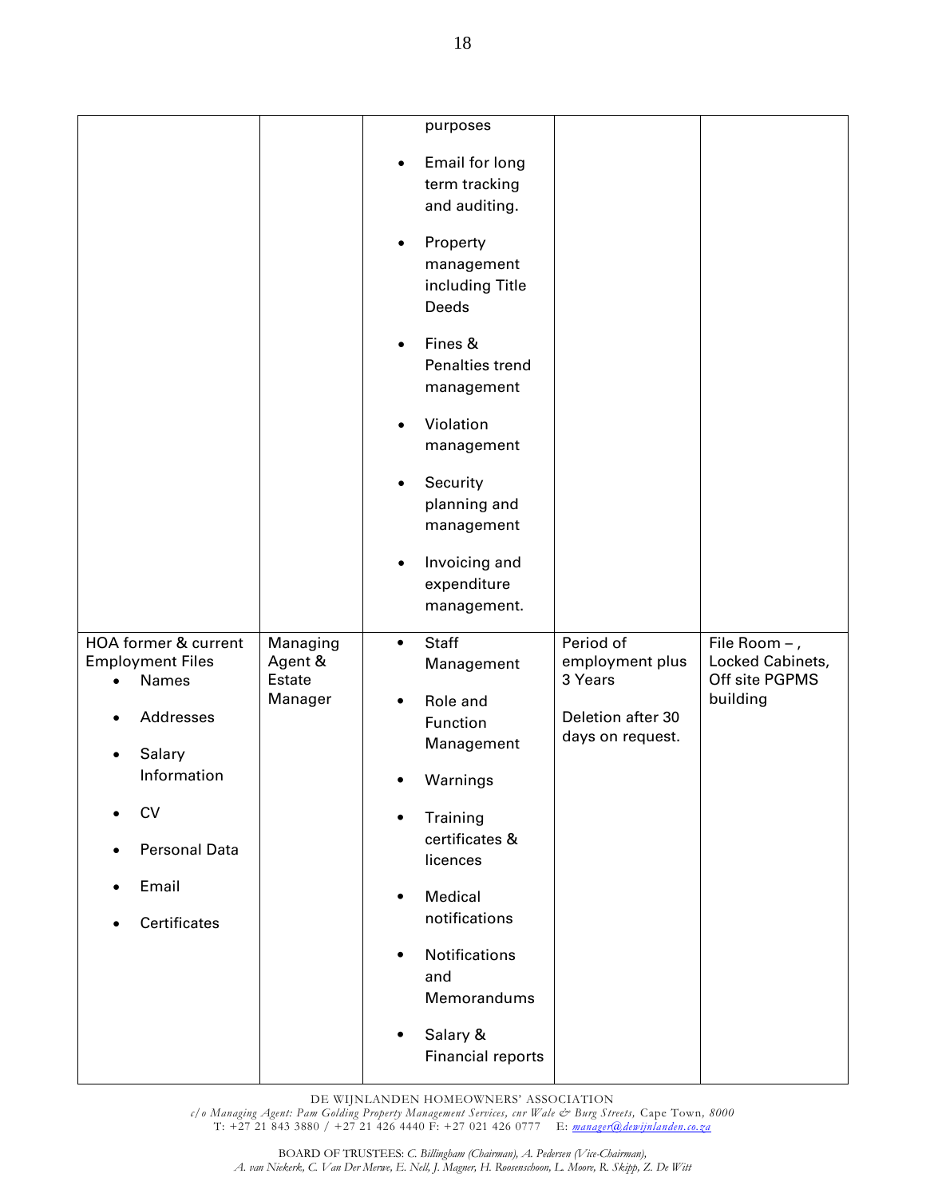| | | | | |
|---|---|---|---|---|
| | | purposes<br>• Email for long term tracking and auditing.<br>• Property management including Title Deeds<br>• Fines & Penalties trend management<br>• Violation management<br>• Security planning and management<br>• Invoicing and expenditure management. | | |
| HOA former & current Employment Files<br>• Names<br>• Addresses<br>• Salary Information<br>• CV<br>• Personal Data<br>• Email<br>• Certificates | Managing Agent & Estate Manager | • Staff Management<br>• Role and Function Management<br>• Warnings<br>• Training certificates & licences<br>• Medical notifications<br>• Notifications and Memorandums<br>• Salary & Financial reports | Period of employment plus 3 Years<br><br>Deletion after 30 days on request. | File Room – , Locked Cabinets, Off site PGPMS building |

DE WIJNLANDEN HOMEOWNERS' ASSOCIATION
*c/o Managing Agent: Pam Golding Property Management Services, cnr Wale & Burg Streets,* Cape Town, *8000*
T: +27 21 843 3880 / +27 21 426 4440 F: +27 021 426 0777 E: *manager@dewijnlanden.co.za*

BOARD OF TRUSTEES: *C. Billingham (Chairman), A. Pedersen (Vice-Chairman), A. van Niekerk, C. Van Der Merwe, E. Nell, J. Magner, H. Roosenschoon, L. Moore, R. Skipp, Z. De Witt*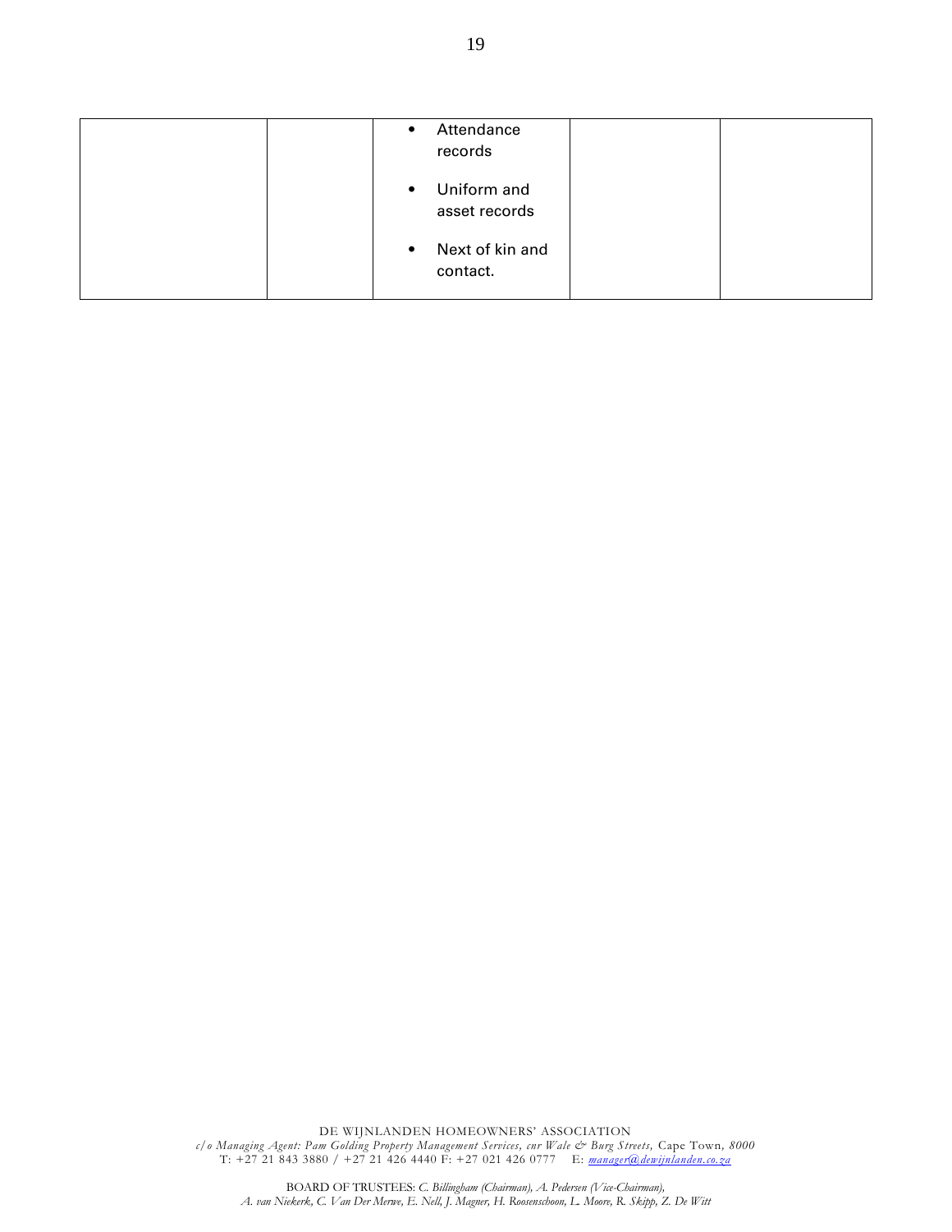| | | | | |
|---|---|---|---|---|
| | | • Attendance records<br>• Uniform and asset records<br>• Next of kin and contact. | | |